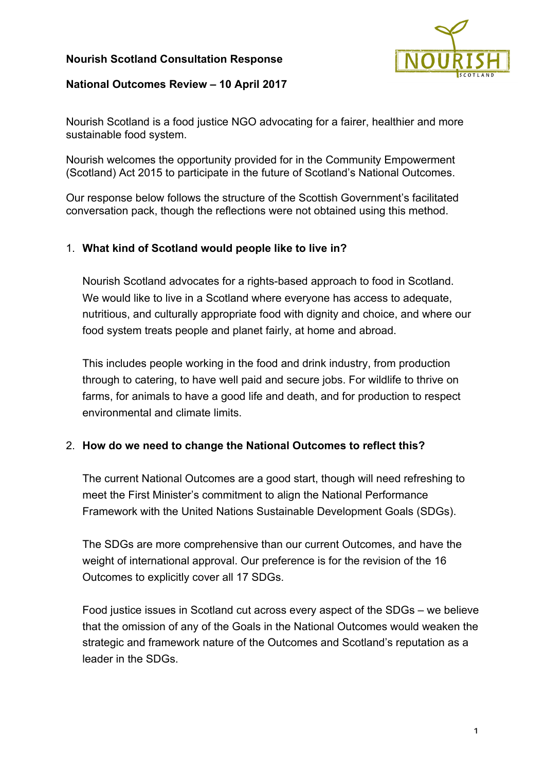**Nourish Scotland Consultation Response**

**National Outcomes Review – 10 April 2017**

Nourish Scotland is a food justice NGO advocating for a fairer, healthier and more sustainable food system.

Nourish welcomes the opportunity provided for in the Community Empowerment (Scotland) Act 2015 to participate in the future of Scotland's National Outcomes.

Our response below follows the structure of the Scottish Government's facilitated conversation pack, though the reflections were not obtained using this method.

1. **What kind of Scotland would people like to live in?**

   Nourish Scotland advocates for a rights-based approach to food in Scotland. We would like to live in a Scotland where everyone has access to adequate, nutritious, and culturally appropriate food with dignity and choice, and where our food system treats people and planet fairly, at home and abroad.

   This includes people working in the food and drink industry, from production through to catering, to have well paid and secure jobs. For wildlife to thrive on farms, for animals to have a good life and death, and for production to respect environmental and climate limits.

2. **How do we need to change the National Outcomes to reflect this?**

   The current National Outcomes are a good start, though will need refreshing to meet the First Minister's commitment to align the National Performance Framework with the United Nations Sustainable Development Goals (SDGs).

   The SDGs are more comprehensive than our current Outcomes, and have the weight of international approval. Our preference is for the revision of the 16 Outcomes to explicitly cover all 17 SDGs.

   Food justice issues in Scotland cut across every aspect of the SDGs – we believe that the omission of any of the Goals in the National Outcomes would weaken the strategic and framework nature of the Outcomes and Scotland's reputation as a leader in the SDGs.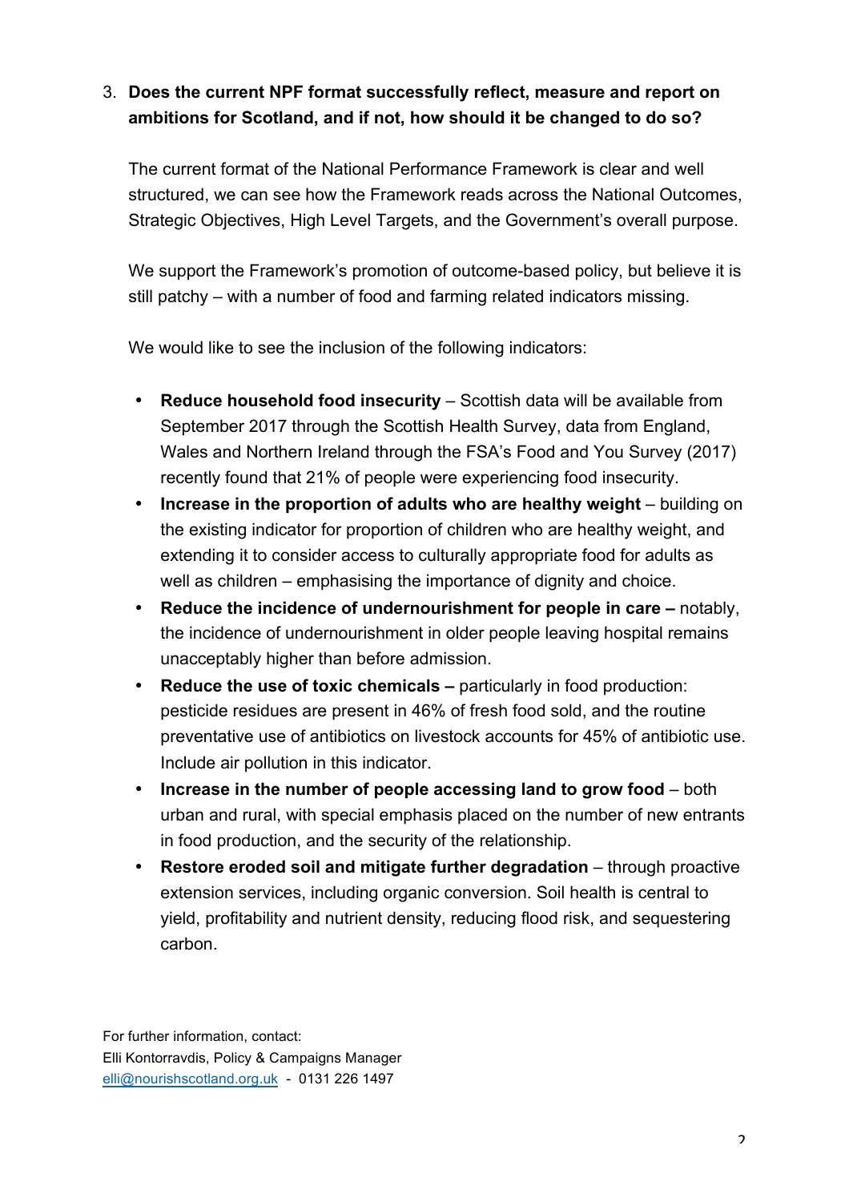3. **Does the current NPF format successfully reflect, measure and report on ambitions for Scotland, and if not, how should it be changed to do so?**

   The current format of the National Performance Framework is clear and well structured, we can see how the Framework reads across the National Outcomes, Strategic Objectives, High Level Targets, and the Government's overall purpose.

   We support the Framework's promotion of outcome-based policy, but believe it is still patchy – with a number of food and farming related indicators missing.

   We would like to see the inclusion of the following indicators:

   - **Reduce household food insecurity** – Scottish data will be available from September 2017 through the Scottish Health Survey, data from England, Wales and Northern Ireland through the FSA's Food and You Survey (2017) recently found that 21% of people were experiencing food insecurity.
   - **Increase in the proportion of adults who are healthy weight** – building on the existing indicator for proportion of children who are healthy weight, and extending it to consider access to culturally appropriate food for adults as well as children – emphasising the importance of dignity and choice.
   - **Reduce the incidence of undernourishment for people in care –** notably, the incidence of undernourishment in older people leaving hospital remains unacceptably higher than before admission.
   - **Reduce the use of toxic chemicals –** particularly in food production: pesticide residues are present in 46% of fresh food sold, and the routine preventative use of antibiotics on livestock accounts for 45% of antibiotic use. Include air pollution in this indicator.
   - **Increase in the number of people accessing land to grow food** – both urban and rural, with special emphasis placed on the number of new entrants in food production, and the security of the relationship.
   - **Restore eroded soil and mitigate further degradation** – through proactive extension services, including organic conversion. Soil health is central to yield, profitability and nutrient density, reducing flood risk, and sequestering carbon.

For further information, contact:
Elli Kontorravdis, Policy & Campaigns Manager
elli@nourishscotland.org.uk - 0131 226 1497